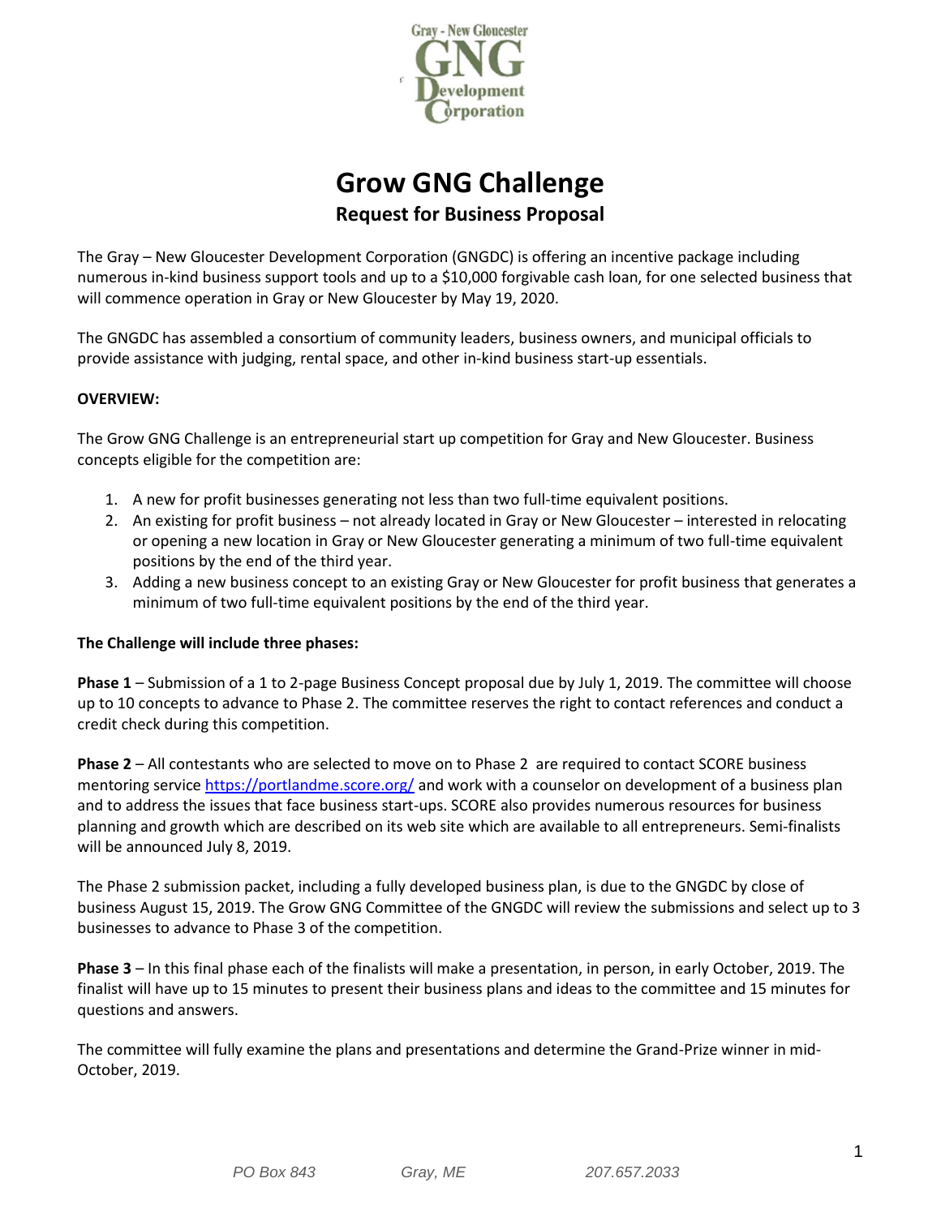# Grow GNG Challenge

## Request for Business Proposal

The Gray – New Gloucester Development Corporation (GNGDC) is offering an incentive package including numerous in-kind business support tools and up to a $10,000 forgivable cash loan, for one selected business that will commence operation in Gray or New Gloucester by May 19, 2020.

The GNGDC has assembled a consortium of community leaders, business owners, and municipal officials to provide assistance with judging, rental space, and other in-kind business start-up essentials.

**OVERVIEW:**

The Grow GNG Challenge is an entrepreneurial start up competition for Gray and New Gloucester. Business concepts eligible for the competition are:

1. A new for profit businesses generating not less than two full-time equivalent positions.
2. An existing for profit business – not already located in Gray or New Gloucester – interested in relocating or opening a new location in Gray or New Gloucester generating a minimum of two full-time equivalent positions by the end of the third year.
3. Adding a new business concept to an existing Gray or New Gloucester for profit business that generates a minimum of two full-time equivalent positions by the end of the third year.

**The Challenge will include three phases:**

**Phase 1** – Submission of a 1 to 2-page Business Concept proposal due by July 1, 2019. The committee will choose up to 10 concepts to advance to Phase 2. The committee reserves the right to contact references and conduct a credit check during this competition.

**Phase 2** – All contestants who are selected to move on to Phase 2 are required to contact SCORE business mentoring service https://portlandme.score.org/ and work with a counselor on development of a business plan and to address the issues that face business start-ups. SCORE also provides numerous resources for business planning and growth which are described on its web site which are available to all entrepreneurs. Semi-finalists will be announced July 8, 2019.

The Phase 2 submission packet, including a fully developed business plan, is due to the GNGDC by close of business August 15, 2019. The Grow GNG Committee of the GNGDC will review the submissions and select up to 3 businesses to advance to Phase 3 of the competition.

**Phase 3** – In this final phase each of the finalists will make a presentation, in person, in early October, 2019. The finalist will have up to 15 minutes to present their business plans and ideas to the committee and 15 minutes for questions and answers.

The committee will fully examine the plans and presentations and determine the Grand-Prize winner in mid-October, 2019.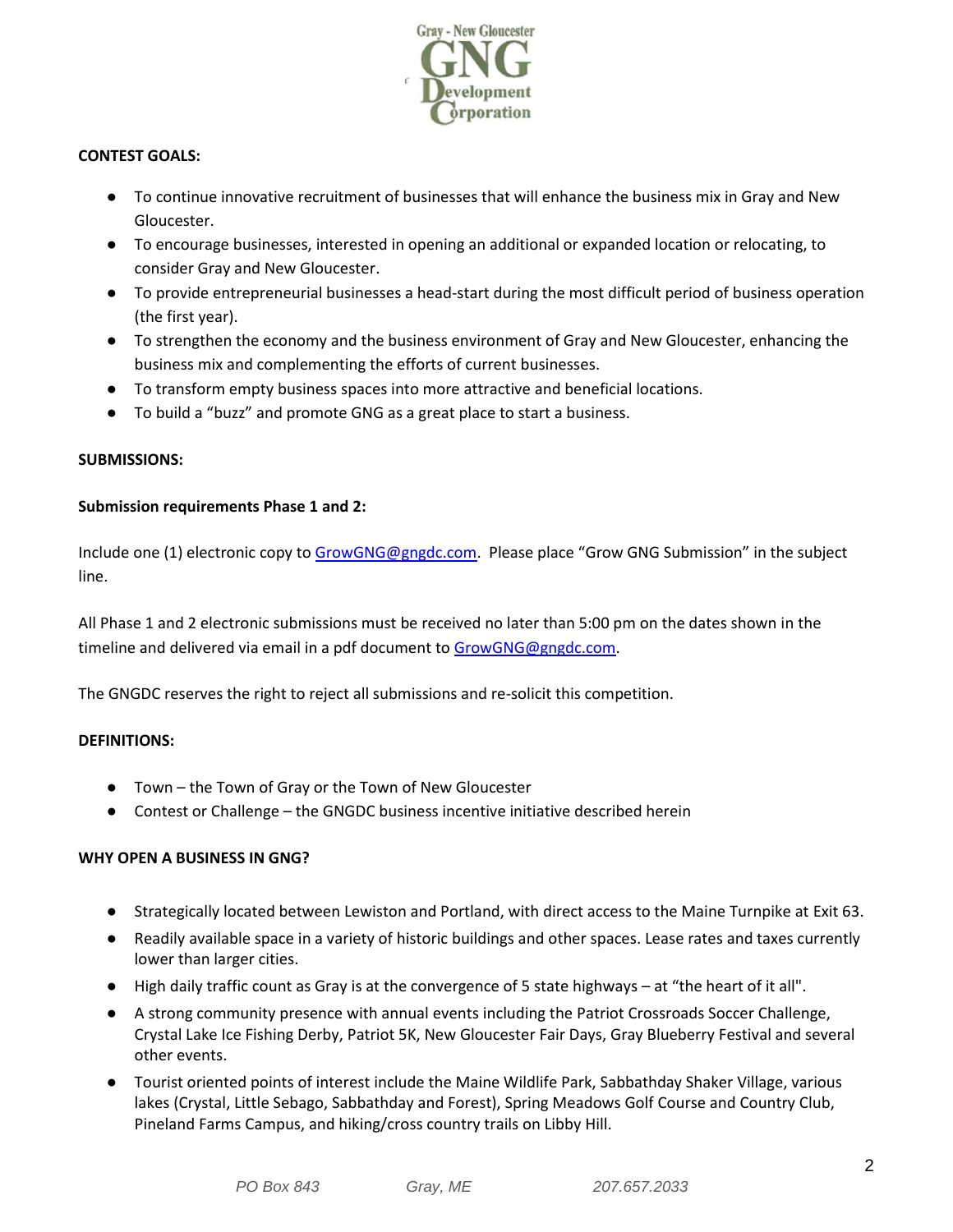**CONTEST GOALS:**

- To continue innovative recruitment of businesses that will enhance the business mix in Gray and New Gloucester.
- To encourage businesses, interested in opening an additional or expanded location or relocating, to consider Gray and New Gloucester.
- To provide entrepreneurial businesses a head-start during the most difficult period of business operation (the first year).
- To strengthen the economy and the business environment of Gray and New Gloucester, enhancing the business mix and complementing the efforts of current businesses.
- To transform empty business spaces into more attractive and beneficial locations.
- To build a “buzz” and promote GNG as a great place to start a business.

**SUBMISSIONS:**

**Submission requirements Phase 1 and 2:**

Include one (1) electronic copy to GrowGNG@gngdc.com. Please place “Grow GNG Submission” in the subject line.

All Phase 1 and 2 electronic submissions must be received no later than 5:00 pm on the dates shown in the timeline and delivered via email in a pdf document to GrowGNG@gngdc.com.

The GNGDC reserves the right to reject all submissions and re-solicit this competition.

**DEFINITIONS:**

- Town – the Town of Gray or the Town of New Gloucester
- Contest or Challenge – the GNGDC business incentive initiative described herein

**WHY OPEN A BUSINESS IN GNG?**

- Strategically located between Lewiston and Portland, with direct access to the Maine Turnpike at Exit 63.
- Readily available space in a variety of historic buildings and other spaces. Lease rates and taxes currently lower than larger cities.
- High daily traffic count as Gray is at the convergence of 5 state highways – at “the heart of it all".
- A strong community presence with annual events including the Patriot Crossroads Soccer Challenge, Crystal Lake Ice Fishing Derby, Patriot 5K, New Gloucester Fair Days, Gray Blueberry Festival and several other events.
- Tourist oriented points of interest include the Maine Wildlife Park, Sabbathday Shaker Village, various lakes (Crystal, Little Sebago, Sabbathday and Forest), Spring Meadows Golf Course and Country Club, Pineland Farms Campus, and hiking/cross country trails on Libby Hill.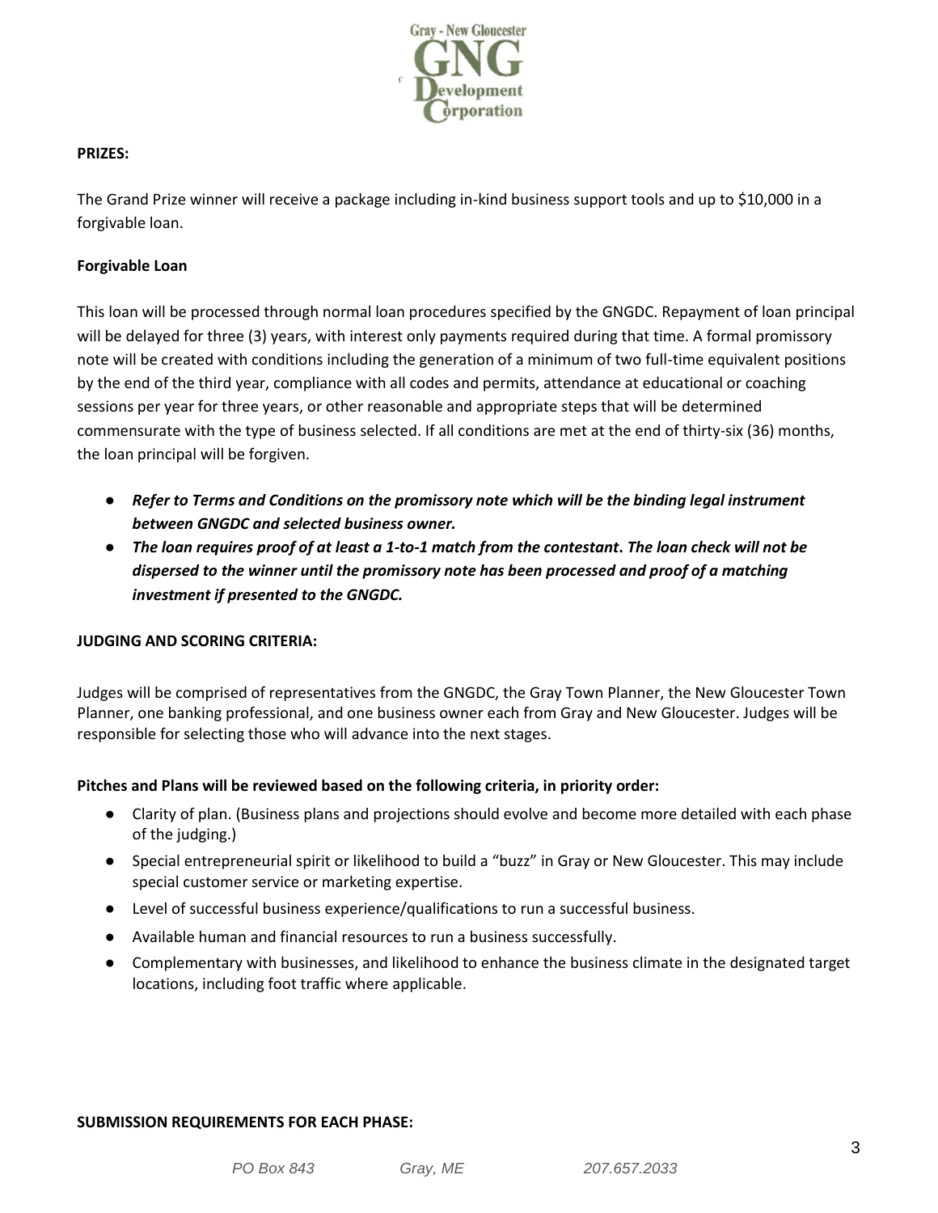**PRIZES:**

The Grand Prize winner will receive a package including in-kind business support tools and up to $10,000 in a forgivable loan.

**Forgivable Loan**

This loan will be processed through normal loan procedures specified by the GNGDC. Repayment of loan principal will be delayed for three (3) years, with interest only payments required during that time. A formal promissory note will be created with conditions including the generation of a minimum of two full-time equivalent positions by the end of the third year, compliance with all codes and permits, attendance at educational or coaching sessions per year for three years, or other reasonable and appropriate steps that will be determined commensurate with the type of business selected. If all conditions are met at the end of thirty-six (36) months, the loan principal will be forgiven.

- ***Refer to Terms and Conditions on the promissory note which will be the binding legal instrument between GNGDC and selected business owner.***
- ***The loan requires proof of at least a 1-to-1 match from the contestant. The loan check will not be dispersed to the winner until the promissory note has been processed and proof of a matching investment if presented to the GNGDC.***

**JUDGING AND SCORING CRITERIA:**

Judges will be comprised of representatives from the GNGDC, the Gray Town Planner, the New Gloucester Town Planner, one banking professional, and one business owner each from Gray and New Gloucester. Judges will be responsible for selecting those who will advance into the next stages.

**Pitches and Plans will be reviewed based on the following criteria, in priority order:**

- Clarity of plan. (Business plans and projections should evolve and become more detailed with each phase of the judging.)
- Special entrepreneurial spirit or likelihood to build a "buzz" in Gray or New Gloucester. This may include special customer service or marketing expertise.
- Level of successful business experience/qualifications to run a successful business.
- Available human and financial resources to run a business successfully.
- Complementary with businesses, and likelihood to enhance the business climate in the designated target locations, including foot traffic where applicable.

**SUBMISSION REQUIREMENTS FOR EACH PHASE:**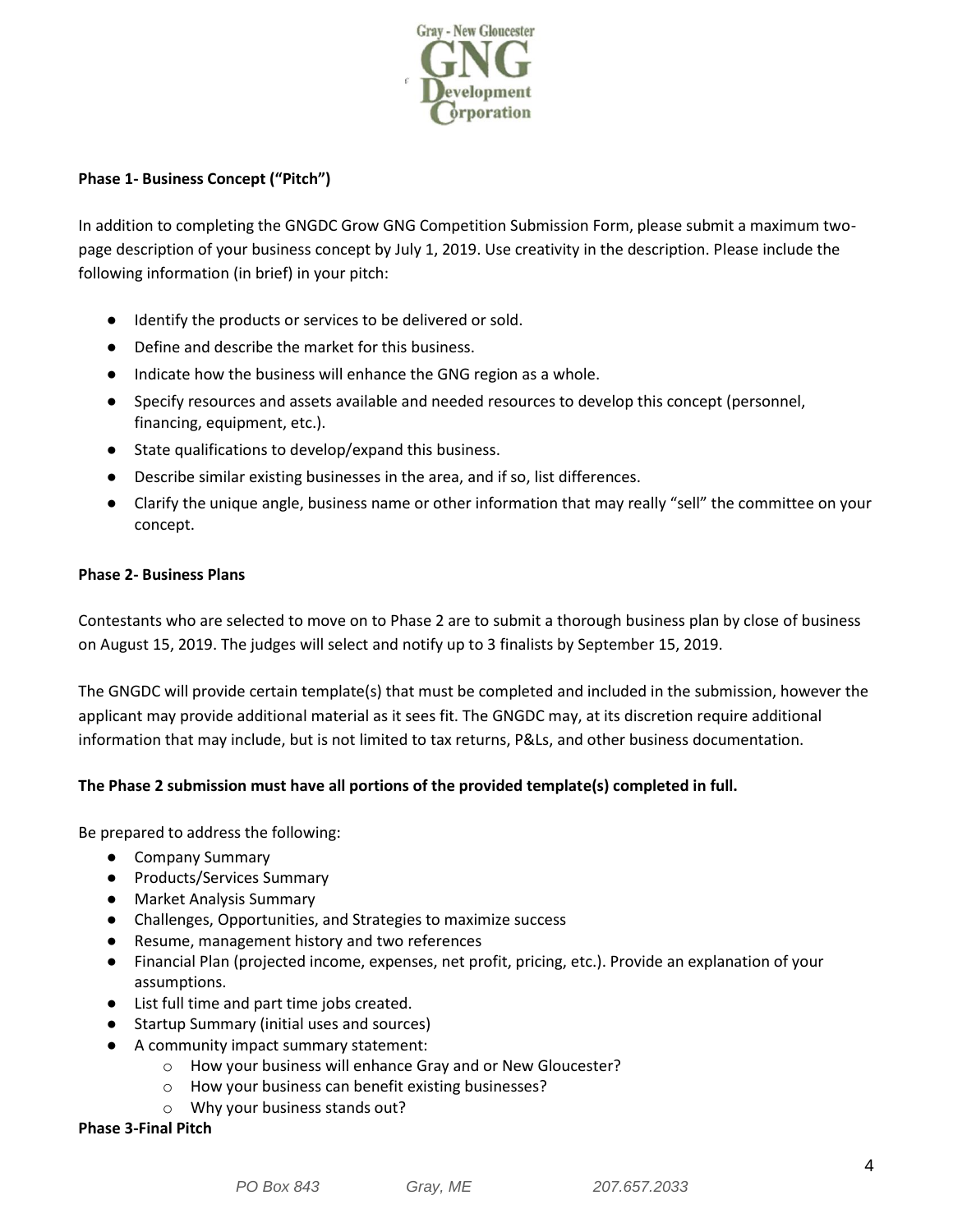**Phase 1- Business Concept ("Pitch")**

In addition to completing the GNGDC Grow GNG Competition Submission Form, please submit a maximum two-page description of your business concept by July 1, 2019. Use creativity in the description. Please include the following information (in brief) in your pitch:

- Identify the products or services to be delivered or sold.
- Define and describe the market for this business.
- Indicate how the business will enhance the GNG region as a whole.
- Specify resources and assets available and needed resources to develop this concept (personnel, financing, equipment, etc.).
- State qualifications to develop/expand this business.
- Describe similar existing businesses in the area, and if so, list differences.
- Clarify the unique angle, business name or other information that may really "sell" the committee on your concept.

**Phase 2- Business Plans**

Contestants who are selected to move on to Phase 2 are to submit a thorough business plan by close of business on August 15, 2019. The judges will select and notify up to 3 finalists by September 15, 2019.

The GNGDC will provide certain template(s) that must be completed and included in the submission, however the applicant may provide additional material as it sees fit. The GNGDC may, at its discretion require additional information that may include, but is not limited to tax returns, P&Ls, and other business documentation.

**The Phase 2 submission must have all portions of the provided template(s) completed in full.**

Be prepared to address the following:

- Company Summary
- Products/Services Summary
- Market Analysis Summary
- Challenges, Opportunities, and Strategies to maximize success
- Resume, management history and two references
- Financial Plan (projected income, expenses, net profit, pricing, etc.). Provide an explanation of your assumptions.
- List full time and part time jobs created.
- Startup Summary (initial uses and sources)
- A community impact summary statement:
  - How your business will enhance Gray and or New Gloucester?
  - How your business can benefit existing businesses?
  - Why your business stands out?

**Phase 3-Final Pitch**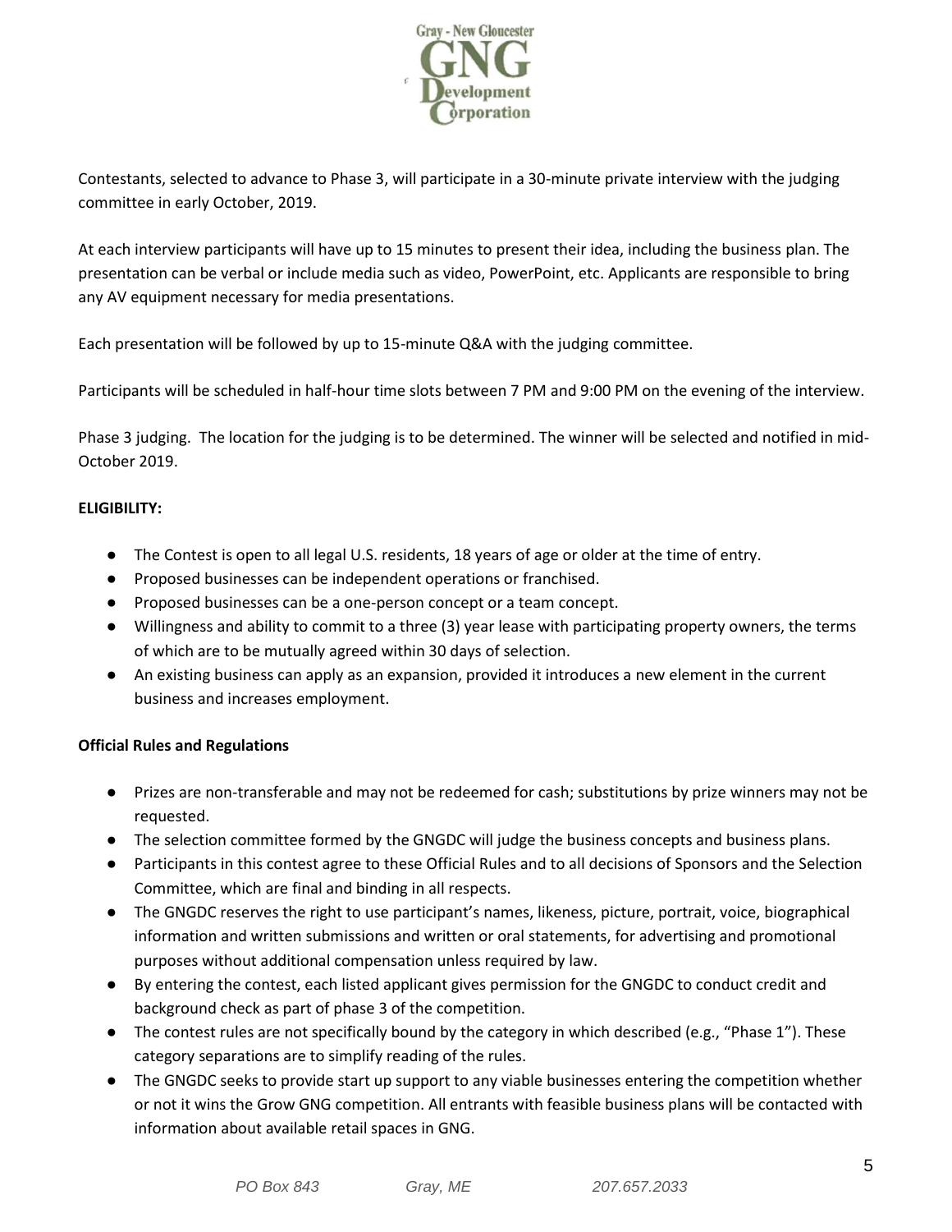Contestants, selected to advance to Phase 3, will participate in a 30-minute private interview with the judging committee in early October, 2019.

At each interview participants will have up to 15 minutes to present their idea, including the business plan. The presentation can be verbal or include media such as video, PowerPoint, etc. Applicants are responsible to bring any AV equipment necessary for media presentations.

Each presentation will be followed by up to 15-minute Q&A with the judging committee.

Participants will be scheduled in half-hour time slots between 7 PM and 9:00 PM on the evening of the interview.

Phase 3 judging. The location for the judging is to be determined. The winner will be selected and notified in mid-October 2019.

**ELIGIBILITY:**

- The Contest is open to all legal U.S. residents, 18 years of age or older at the time of entry.
- Proposed businesses can be independent operations or franchised.
- Proposed businesses can be a one-person concept or a team concept.
- Willingness and ability to commit to a three (3) year lease with participating property owners, the terms of which are to be mutually agreed within 30 days of selection.
- An existing business can apply as an expansion, provided it introduces a new element in the current business and increases employment.

**Official Rules and Regulations**

- Prizes are non-transferable and may not be redeemed for cash; substitutions by prize winners may not be requested.
- The selection committee formed by the GNGDC will judge the business concepts and business plans.
- Participants in this contest agree to these Official Rules and to all decisions of Sponsors and the Selection Committee, which are final and binding in all respects.
- The GNGDC reserves the right to use participant's names, likeness, picture, portrait, voice, biographical information and written submissions and written or oral statements, for advertising and promotional purposes without additional compensation unless required by law.
- By entering the contest, each listed applicant gives permission for the GNGDC to conduct credit and background check as part of phase 3 of the competition.
- The contest rules are not specifically bound by the category in which described (e.g., "Phase 1"). These category separations are to simplify reading of the rules.
- The GNGDC seeks to provide start up support to any viable businesses entering the competition whether or not it wins the Grow GNG competition. All entrants with feasible business plans will be contacted with information about available retail spaces in GNG.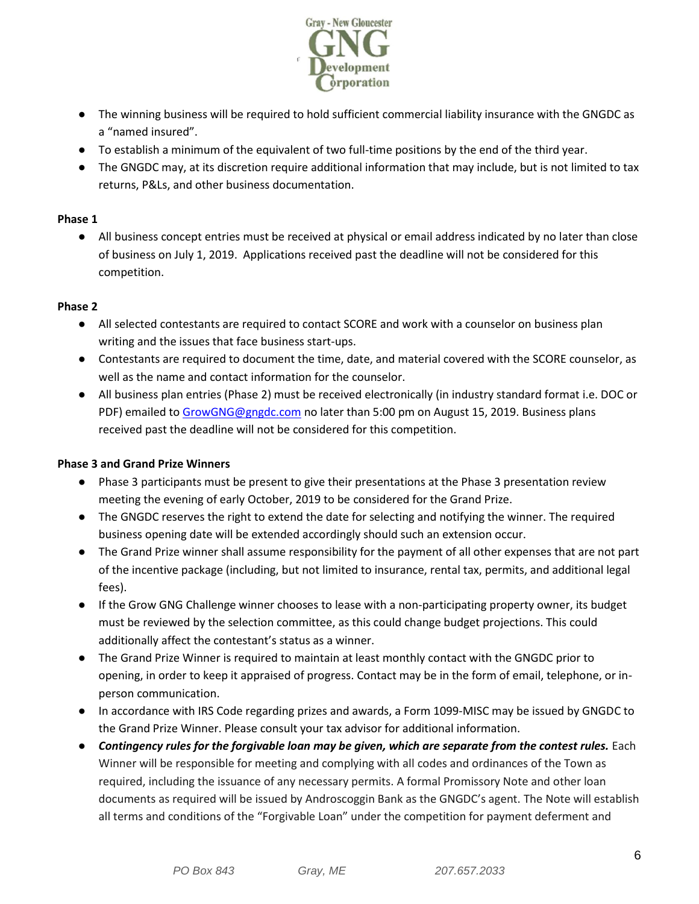- The winning business will be required to hold sufficient commercial liability insurance with the GNGDC as a "named insured".
- To establish a minimum of the equivalent of two full-time positions by the end of the third year.
- The GNGDC may, at its discretion require additional information that may include, but is not limited to tax returns, P&Ls, and other business documentation.

**Phase 1**

- All business concept entries must be received at physical or email address indicated by no later than close of business on July 1, 2019. Applications received past the deadline will not be considered for this competition.

**Phase 2**

- All selected contestants are required to contact SCORE and work with a counselor on business plan writing and the issues that face business start-ups.
- Contestants are required to document the time, date, and material covered with the SCORE counselor, as well as the name and contact information for the counselor.
- All business plan entries (Phase 2) must be received electronically (in industry standard format i.e. DOC or PDF) emailed to GrowGNG@gngdc.com no later than 5:00 pm on August 15, 2019. Business plans received past the deadline will not be considered for this competition.

**Phase 3 and Grand Prize Winners**

- Phase 3 participants must be present to give their presentations at the Phase 3 presentation review meeting the evening of early October, 2019 to be considered for the Grand Prize.
- The GNGDC reserves the right to extend the date for selecting and notifying the winner. The required business opening date will be extended accordingly should such an extension occur.
- The Grand Prize winner shall assume responsibility for the payment of all other expenses that are not part of the incentive package (including, but not limited to insurance, rental tax, permits, and additional legal fees).
- If the Grow GNG Challenge winner chooses to lease with a non-participating property owner, its budget must be reviewed by the selection committee, as this could change budget projections. This could additionally affect the contestant's status as a winner.
- The Grand Prize Winner is required to maintain at least monthly contact with the GNGDC prior to opening, in order to keep it appraised of progress. Contact may be in the form of email, telephone, or in-person communication.
- In accordance with IRS Code regarding prizes and awards, a Form 1099-MISC may be issued by GNGDC to the Grand Prize Winner. Please consult your tax advisor for additional information.
- ***Contingency rules for the forgivable loan may be given, which are separate from the contest rules.*** Each Winner will be responsible for meeting and complying with all codes and ordinances of the Town as required, including the issuance of any necessary permits. A formal Promissory Note and other loan documents as required will be issued by Androscoggin Bank as the GNGDC's agent. The Note will establish all terms and conditions of the "Forgivable Loan" under the competition for payment deferment and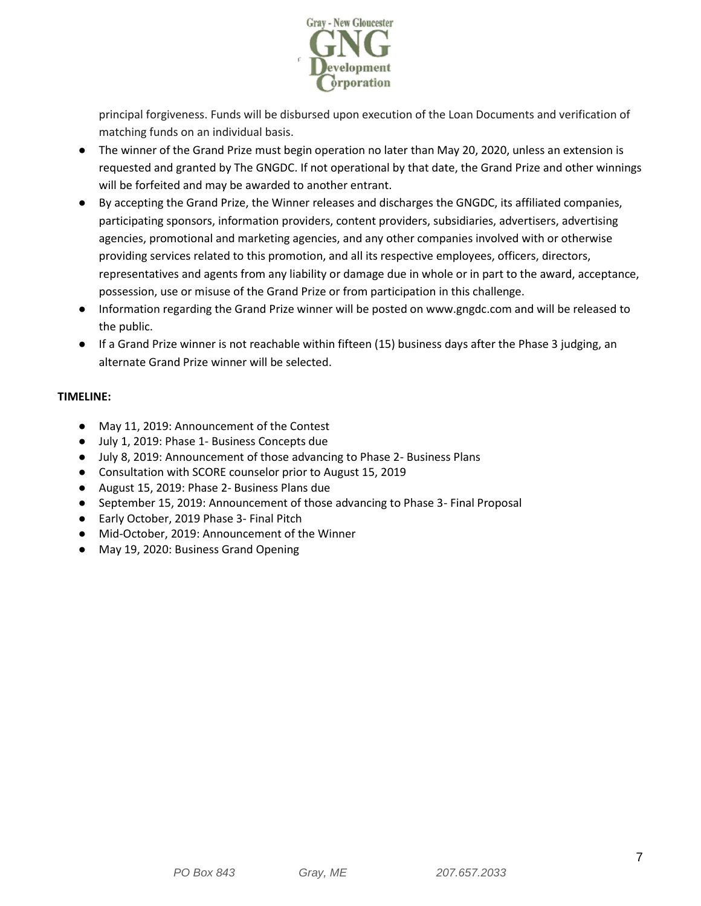principal forgiveness. Funds will be disbursed upon execution of the Loan Documents and verification of matching funds on an individual basis.

- The winner of the Grand Prize must begin operation no later than May 20, 2020, unless an extension is requested and granted by The GNGDC. If not operational by that date, the Grand Prize and other winnings will be forfeited and may be awarded to another entrant.
- By accepting the Grand Prize, the Winner releases and discharges the GNGDC, its affiliated companies, participating sponsors, information providers, content providers, subsidiaries, advertisers, advertising agencies, promotional and marketing agencies, and any other companies involved with or otherwise providing services related to this promotion, and all its respective employees, officers, directors, representatives and agents from any liability or damage due in whole or in part to the award, acceptance, possession, use or misuse of the Grand Prize or from participation in this challenge.
- Information regarding the Grand Prize winner will be posted on www.gngdc.com and will be released to the public.
- If a Grand Prize winner is not reachable within fifteen (15) business days after the Phase 3 judging, an alternate Grand Prize winner will be selected.

**TIMELINE:**

- May 11, 2019: Announcement of the Contest
- July 1, 2019: Phase 1- Business Concepts due
- July 8, 2019: Announcement of those advancing to Phase 2- Business Plans
- Consultation with SCORE counselor prior to August 15, 2019
- August 15, 2019: Phase 2- Business Plans due
- September 15, 2019: Announcement of those advancing to Phase 3- Final Proposal
- Early October, 2019 Phase 3- Final Pitch
- Mid-October, 2019: Announcement of the Winner
- May 19, 2020: Business Grand Opening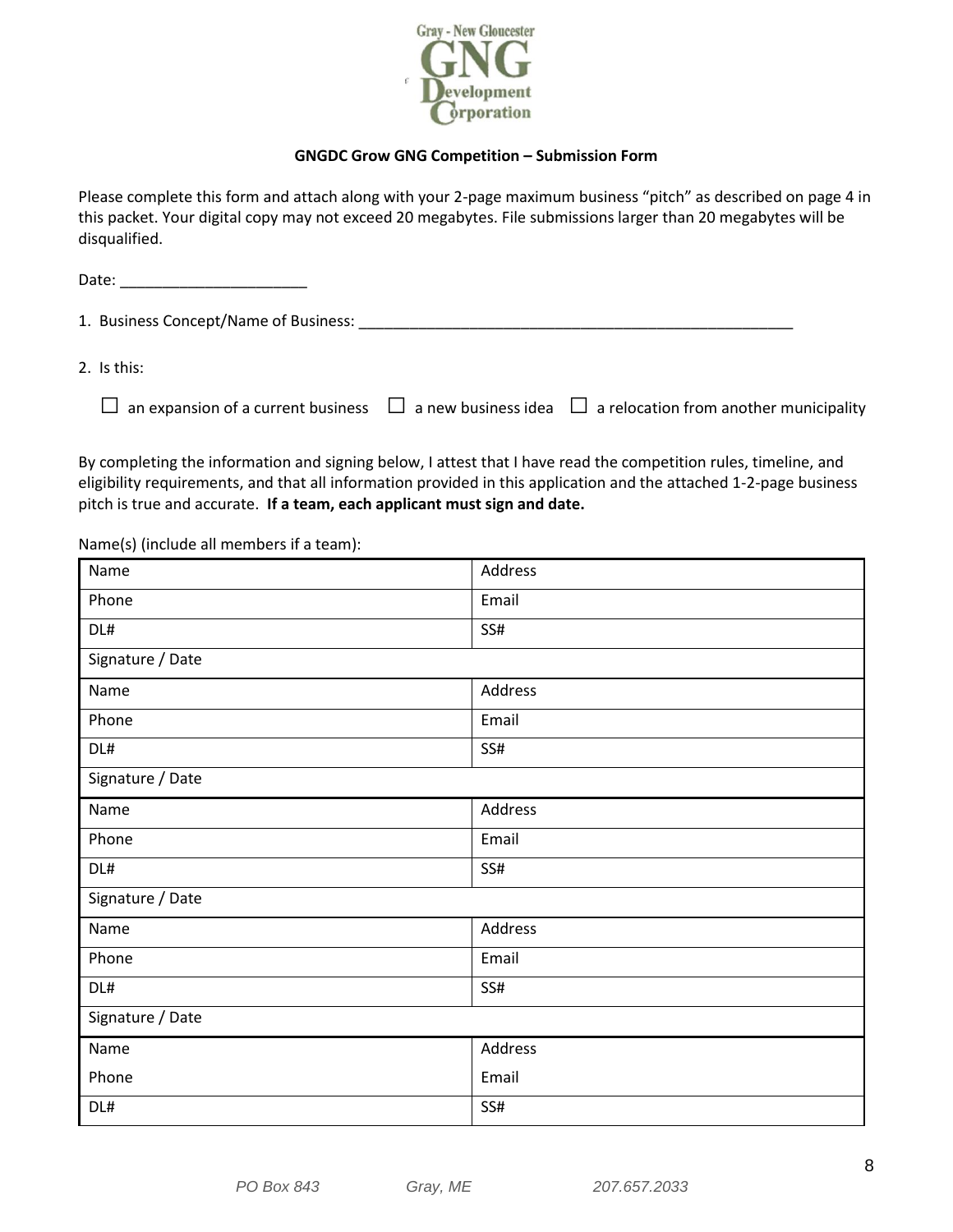Gray - New Gloucester
GNG
Development
Corporation

**GNGDC Grow GNG Competition – Submission Form**

Please complete this form and attach along with your 2-page maximum business "pitch" as described on page 4 in this packet. Your digital copy may not exceed 20 megabytes. File submissions larger than 20 megabytes will be disqualified.

Date: ______________________

1. Business Concept/Name of Business: _____________________________________________________

2. Is this:

☐ an expansion of a current business ☐ a new business idea ☐ a relocation from another municipality

By completing the information and signing below, I attest that I have read the competition rules, timeline, and eligibility requirements, and that all information provided in this application and the attached 1-2-page business pitch is true and accurate. **If a team, each applicant must sign and date.**

Name(s) (include all members if a team):

| Name | Address |
|---|---|
| Phone | Email |
| DL# | SS# |
| Signature / Date | |
| Name | Address |
| Phone | Email |
| DL# | SS# |
| Signature / Date | |
| Name | Address |
| Phone | Email |
| DL# | SS# |
| Signature / Date | |
| Name | Address |
| Phone | Email |
| DL# | SS# |
| Signature / Date | |
| Name | Address |
| Phone | Email |
| DL# | SS# |

PO Box 843 Gray, ME 207.657.2033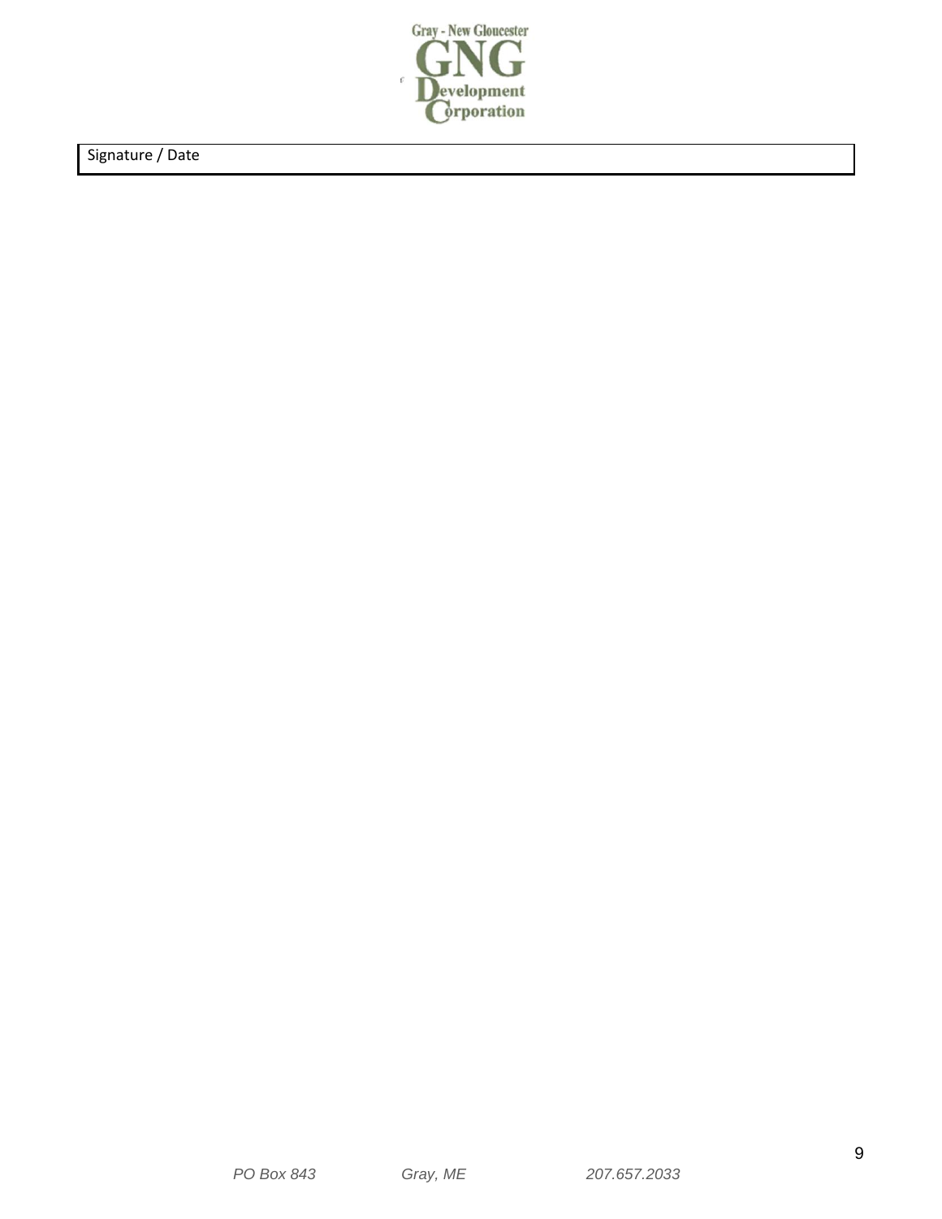| Signature / Date |
| --- |